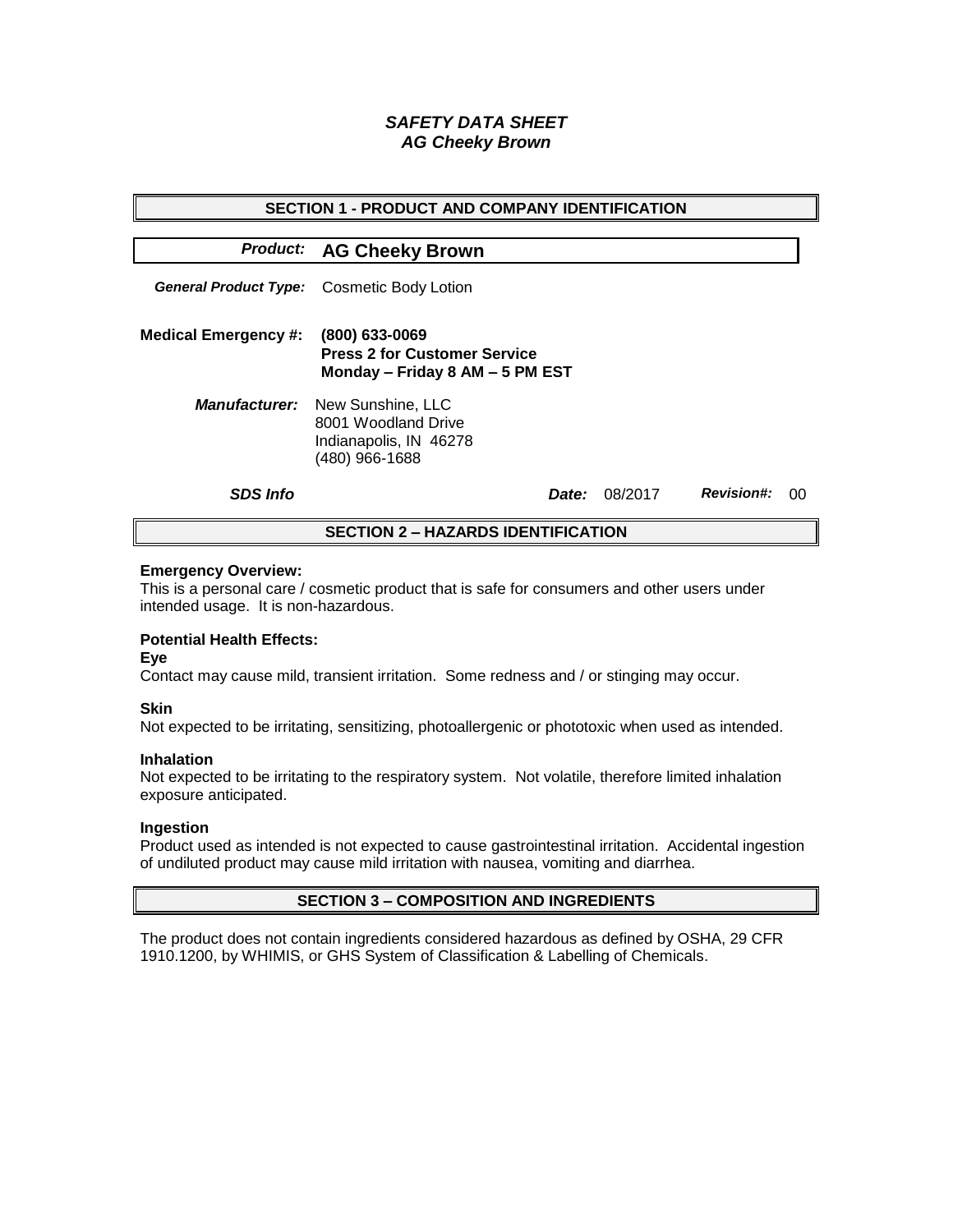# *SAFETY DATA SHEET*
# *AG Cheeky Brown*

## SECTION 1 - PRODUCT AND COMPANY IDENTIFICATION

***Product:*** **AG Cheeky Brown**

***General Product Type:*** Cosmetic Body Lotion

**Medical Emergency #:** **(800) 633-0069**
**Press 2 for Customer Service**
**Monday – Friday 8 AM – 5 PM EST**

***Manufacturer:*** New Sunshine, LLC
8001 Woodland Drive
Indianapolis, IN 46278
(480) 966-1688

***SDS Info*** ***Date:*** 08/2017 ***Revision#:*** 00

## SECTION 2 – HAZARDS IDENTIFICATION

**Emergency Overview:**
This is a personal care / cosmetic product that is safe for consumers and other users under intended usage. It is non-hazardous.

**Potential Health Effects:**

**Eye**
Contact may cause mild, transient irritation. Some redness and / or stinging may occur.

**Skin**
Not expected to be irritating, sensitizing, photoallergenic or phototoxic when used as intended.

**Inhalation**
Not expected to be irritating to the respiratory system. Not volatile, therefore limited inhalation exposure anticipated.

**Ingestion**
Product used as intended is not expected to cause gastrointestinal irritation. Accidental ingestion of undiluted product may cause mild irritation with nausea, vomiting and diarrhea.

## SECTION 3 – COMPOSITION AND INGREDIENTS

The product does not contain ingredients considered hazardous as defined by OSHA, 29 CFR 1910.1200, by WHIMIS, or GHS System of Classification & Labelling of Chemicals.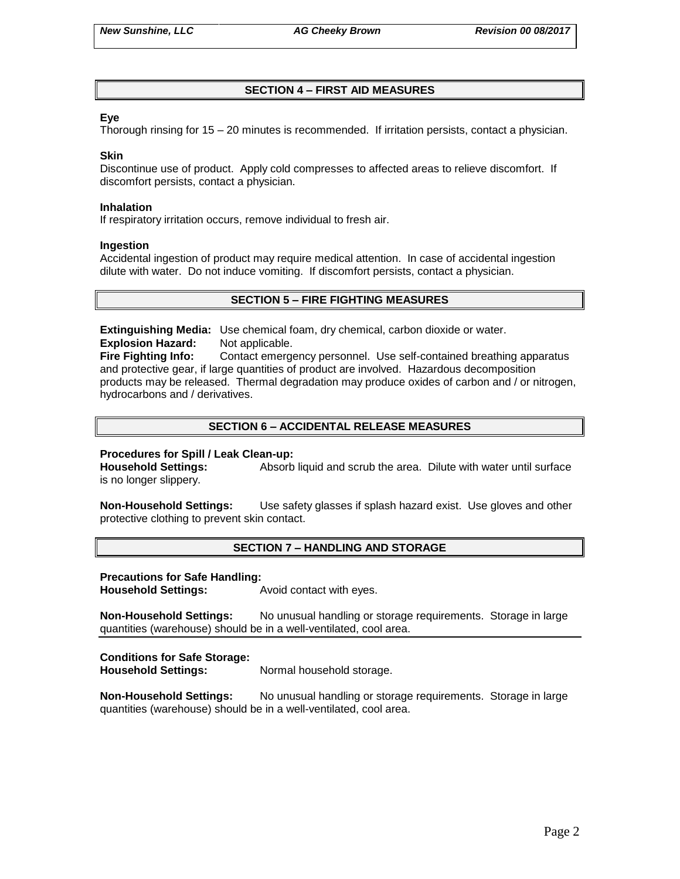## SECTION 4 – FIRST AID MEASURES

**Eye**
Thorough rinsing for 15 – 20 minutes is recommended. If irritation persists, contact a physician.

**Skin**
Discontinue use of product. Apply cold compresses to affected areas to relieve discomfort. If discomfort persists, contact a physician.

**Inhalation**
If respiratory irritation occurs, remove individual to fresh air.

**Ingestion**
Accidental ingestion of product may require medical attention. In case of accidental ingestion dilute with water. Do not induce vomiting. If discomfort persists, contact a physician.

## SECTION 5 – FIRE FIGHTING MEASURES

**Extinguishing Media:** Use chemical foam, dry chemical, carbon dioxide or water.
**Explosion Hazard:** Not applicable.
**Fire Fighting Info:** Contact emergency personnel. Use self-contained breathing apparatus and protective gear, if large quantities of product are involved. Hazardous decomposition products may be released. Thermal degradation may produce oxides of carbon and / or nitrogen, hydrocarbons and / derivatives.

## SECTION 6 – ACCIDENTAL RELEASE MEASURES

**Procedures for Spill / Leak Clean-up:**
**Household Settings:** Absorb liquid and scrub the area. Dilute with water until surface is no longer slippery.

**Non-Household Settings:** Use safety glasses if splash hazard exist. Use gloves and other protective clothing to prevent skin contact.

## SECTION 7 – HANDLING AND STORAGE

**Precautions for Safe Handling:**
**Household Settings:** Avoid contact with eyes.

**Non-Household Settings:** No unusual handling or storage requirements. Storage in large quantities (warehouse) should be in a well-ventilated, cool area.

**Conditions for Safe Storage:**
**Household Settings:** Normal household storage.

**Non-Household Settings:** No unusual handling or storage requirements. Storage in large quantities (warehouse) should be in a well-ventilated, cool area.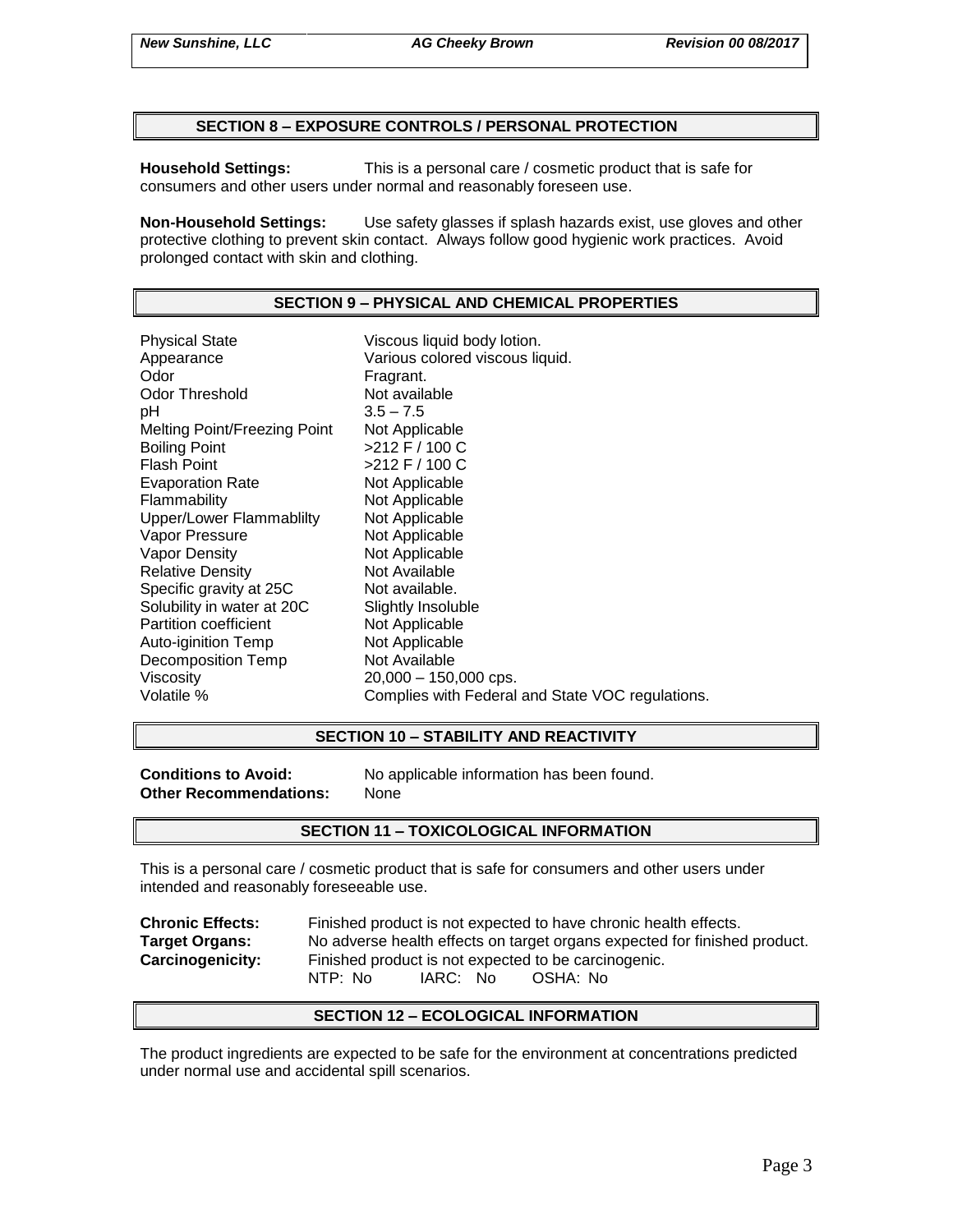## SECTION 8 – EXPOSURE CONTROLS / PERSONAL PROTECTION

**Household Settings:** This is a personal care / cosmetic product that is safe for consumers and other users under normal and reasonably foreseen use.

**Non-Household Settings:** Use safety glasses if splash hazards exist, use gloves and other protective clothing to prevent skin contact. Always follow good hygienic work practices. Avoid prolonged contact with skin and clothing.

## SECTION 9 – PHYSICAL AND CHEMICAL PROPERTIES

| | |
|---|---|
| Physical State | Viscous liquid body lotion. |
| Appearance | Various colored viscous liquid. |
| Odor | Fragrant. |
| Odor Threshold | Not available |
| pH | 3.5 – 7.5 |
| Melting Point/Freezing Point | Not Applicable |
| Boiling Point | >212 F / 100 C |
| Flash Point | >212 F / 100 C |
| Evaporation Rate | Not Applicable |
| Flammability | Not Applicable |
| Upper/Lower Flammablilty | Not Applicable |
| Vapor Pressure | Not Applicable |
| Vapor Density | Not Applicable |
| Relative Density | Not Available |
| Specific gravity at 25C | Not available. |
| Solubility in water at 20C | Slightly Insoluble |
| Partition coefficient | Not Applicable |
| Auto-iginition Temp | Not Applicable |
| Decomposition Temp | Not Available |
| Viscosity | 20,000 – 150,000 cps. |
| Volatile % | Complies with Federal and State VOC regulations. |

## SECTION 10 – STABILITY AND REACTIVITY

**Conditions to Avoid:** No applicable information has been found.
**Other Recommendations:** None

## SECTION 11 – TOXICOLOGICAL INFORMATION

This is a personal care / cosmetic product that is safe for consumers and other users under intended and reasonably foreseeable use.

**Chronic Effects:** Finished product is not expected to have chronic health effects.
**Target Organs:** No adverse health effects on target organs expected for finished product.
**Carcinogenicity:** Finished product is not expected to be carcinogenic.
NTP: No IARC: No OSHA: No

## SECTION 12 – ECOLOGICAL INFORMATION

The product ingredients are expected to be safe for the environment at concentrations predicted under normal use and accidental spill scenarios.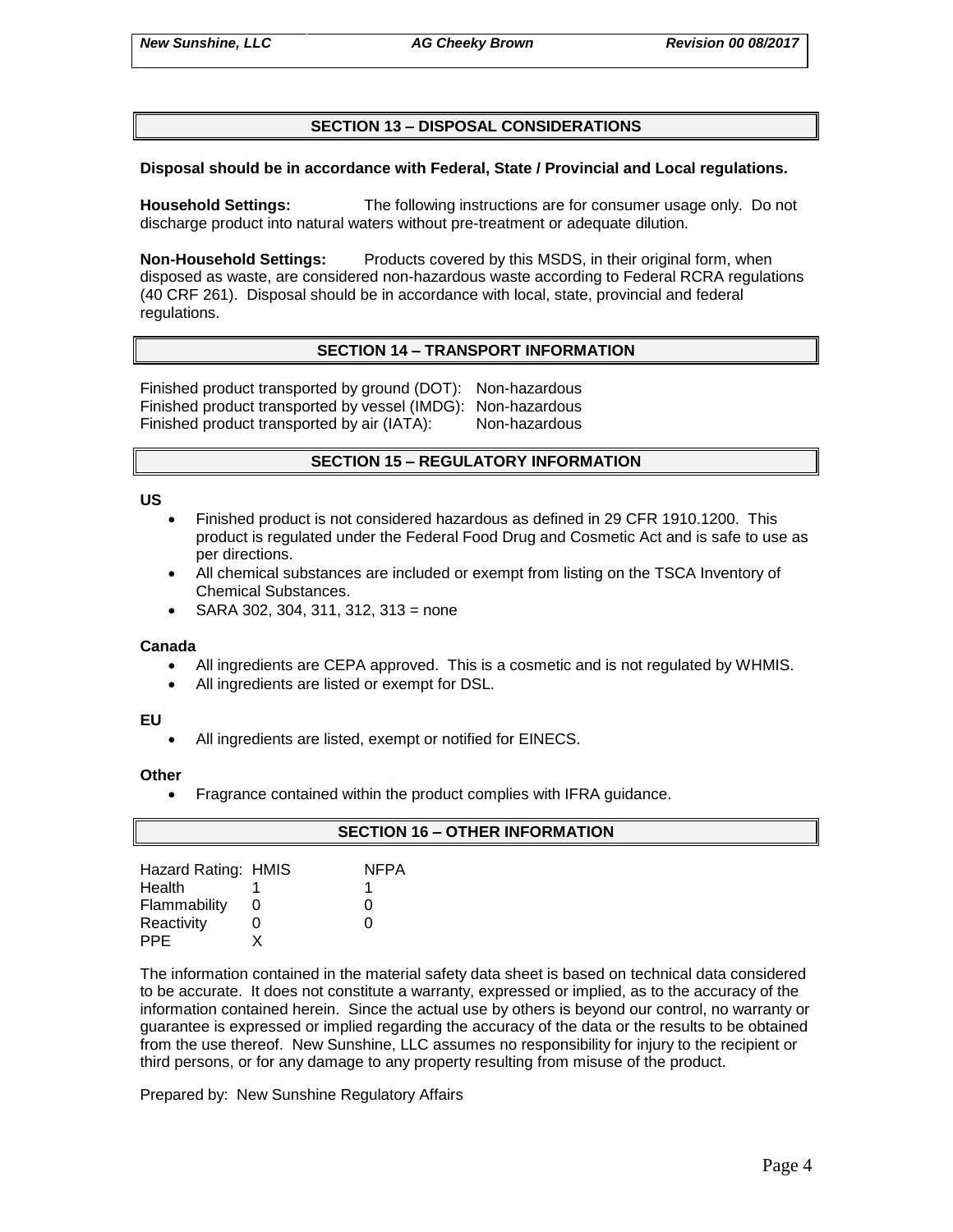## SECTION 13 – DISPOSAL CONSIDERATIONS

**Disposal should be in accordance with Federal, State / Provincial and Local regulations.**

**Household Settings:** The following instructions are for consumer usage only. Do not discharge product into natural waters without pre-treatment or adequate dilution.

**Non-Household Settings:** Products covered by this MSDS, in their original form, when disposed as waste, are considered non-hazardous waste according to Federal RCRA regulations (40 CRF 261). Disposal should be in accordance with local, state, provincial and federal regulations.

## SECTION 14 – TRANSPORT INFORMATION

| | |
|---|---|
| Finished product transported by ground (DOT): | Non-hazardous |
| Finished product transported by vessel (IMDG): | Non-hazardous |
| Finished product transported by air (IATA): | Non-hazardous |

## SECTION 15 – REGULATORY INFORMATION

**US**

- Finished product is not considered hazardous as defined in 29 CFR 1910.1200. This product is regulated under the Federal Food Drug and Cosmetic Act and is safe to use as per directions.
- All chemical substances are included or exempt from listing on the TSCA Inventory of Chemical Substances.
- SARA 302, 304, 311, 312, 313 = none

**Canada**

- All ingredients are CEPA approved. This is a cosmetic and is not regulated by WHMIS.
- All ingredients are listed or exempt for DSL.

**EU**

- All ingredients are listed, exempt or notified for EINECS.

**Other**

- Fragrance contained within the product complies with IFRA guidance.

## SECTION 16 – OTHER INFORMATION

| Hazard Rating: | HMIS | NFPA |
|---|---|---|
| Health | 1 | 1 |
| Flammability | 0 | 0 |
| Reactivity | 0 | 0 |
| PPE | X | |

The information contained in the material safety data sheet is based on technical data considered to be accurate. It does not constitute a warranty, expressed or implied, as to the accuracy of the information contained herein. Since the actual use by others is beyond our control, no warranty or guarantee is expressed or implied regarding the accuracy of the data or the results to be obtained from the use thereof. New Sunshine, LLC assumes no responsibility for injury to the recipient or third persons, or for any damage to any property resulting from misuse of the product.

Prepared by: New Sunshine Regulatory Affairs